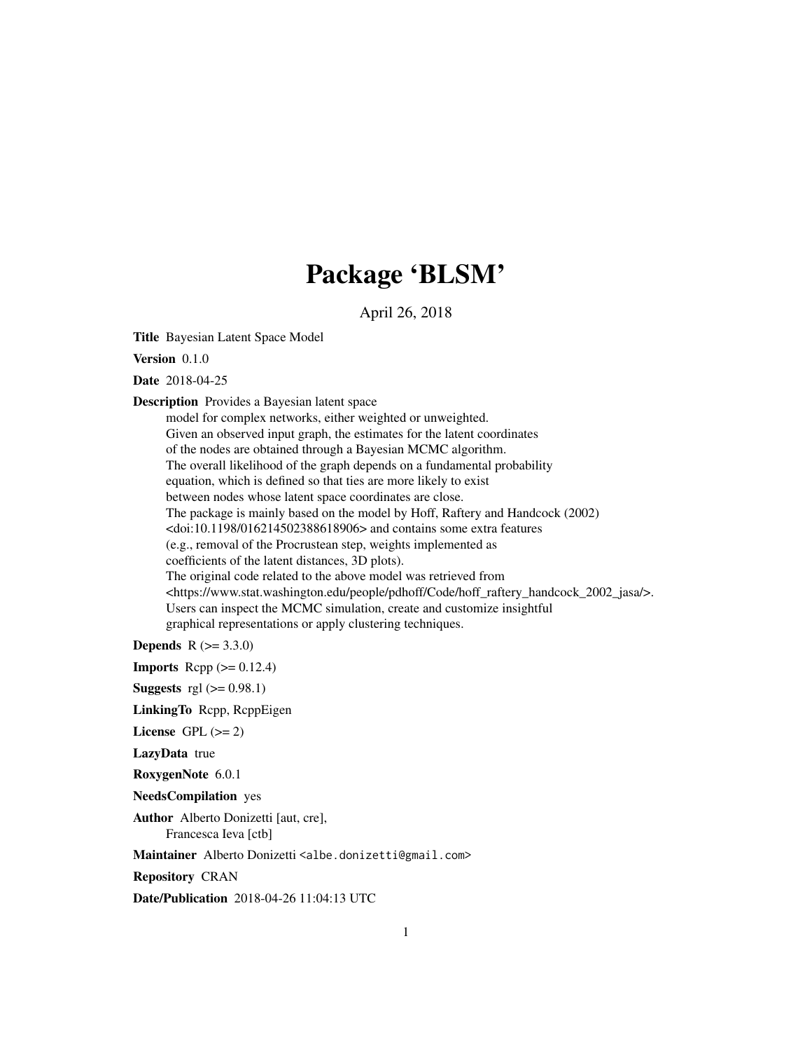# Package 'BLSM'

April 26, 2018

**Title** Bayesian Latent Space Model

**Version** 0.1.0

**Date** 2018-04-25

**Description** Provides a Bayesian latent space model for complex networks, either weighted or unweighted. Given an observed input graph, the estimates for the latent coordinates of the nodes are obtained through a Bayesian MCMC algorithm. The overall likelihood of the graph depends on a fundamental probability equation, which is defined so that ties are more likely to exist between nodes whose latent space coordinates are close. The package is mainly based on the model by Hoff, Raftery and Handcock (2002) <doi:10.1198/016214502388618906> and contains some extra features (e.g., removal of the Procrustean step, weights implemented as coefficients of the latent distances, 3D plots). The original code related to the above model was retrieved from <https://www.stat.washington.edu/people/pdhoff/Code/hoff_raftery_handcock_2002_jasa/>. Users can inspect the MCMC simulation, create and customize insightful graphical representations or apply clustering techniques.

**Depends** R (>= 3.3.0)

**Imports** Rcpp (>= 0.12.4)

**Suggests** rgl (>= 0.98.1)

**LinkingTo** Rcpp, RcppEigen

**License** GPL (>= 2)

**LazyData** true

**RoxygenNote** 6.0.1

**NeedsCompilation** yes

**Author** Alberto Donizetti [aut, cre], Francesca Ieva [ctb]

**Maintainer** Alberto Donizetti <albe.donizetti@gmail.com>

**Repository** CRAN

**Date/Publication** 2018-04-26 11:04:13 UTC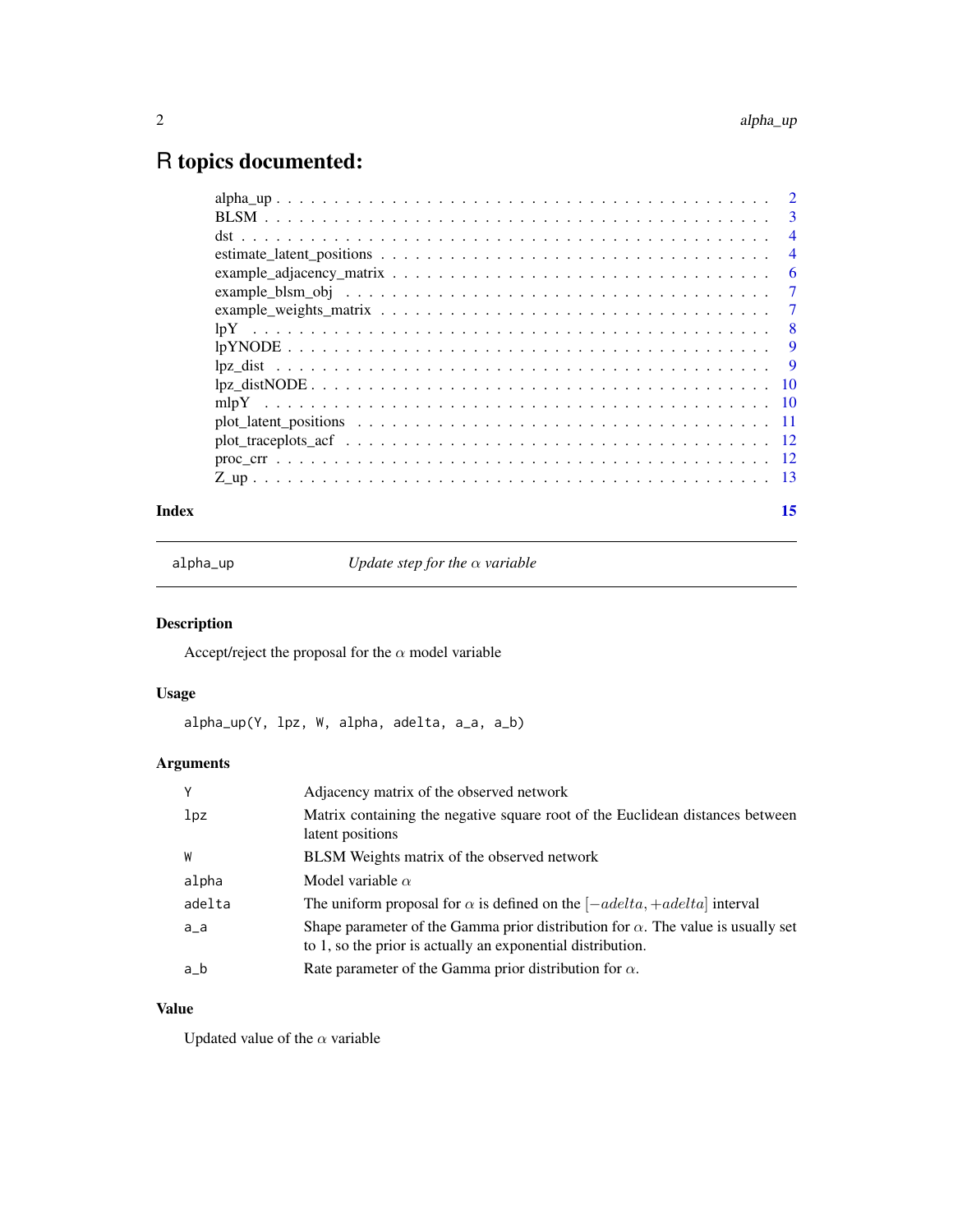# R topics documented:

| | |
|---|---|
| alpha_up | 2 |
| BLSM | 3 |
| dst | 4 |
| estimate_latent_positions | 4 |
| example_adjacency_matrix | 6 |
| example_blsm_obj | 7 |
| example_weights_matrix | 7 |
| lpY | 8 |
| lpYNODE | 9 |
| lpz_dist | 9 |
| lpz_distNODE | 10 |
| mlpY | 10 |
| plot_latent_positions | 11 |
| plot_traceplots_acf | 12 |
| proc_crr | 12 |
| Z_up | 13 |
| **Index** | **15** |

---

## alpha_up — *Update step for the $\alpha$ variable*

### Description

Accept/reject the proposal for the $\alpha$ model variable

### Usage

```
alpha_up(Y, lpz, W, alpha, adelta, a_a, a_b)
```

### Arguments

| | |
|---|---|
| Y | Adjacency matrix of the observed network |
| lpz | Matrix containing the negative square root of the Euclidean distances between latent positions |
| W | BLSM Weights matrix of the observed network |
| alpha | Model variable $\alpha$ |
| adelta | The uniform proposal for $\alpha$ is defined on the $[-adelta, +adelta]$ interval |
| a_a | Shape parameter of the Gamma prior distribution for $\alpha$. The value is usually set to 1, so the prior is actually an exponential distribution. |
| a_b | Rate parameter of the Gamma prior distribution for $\alpha$. |

### Value

Updated value of the $\alpha$ variable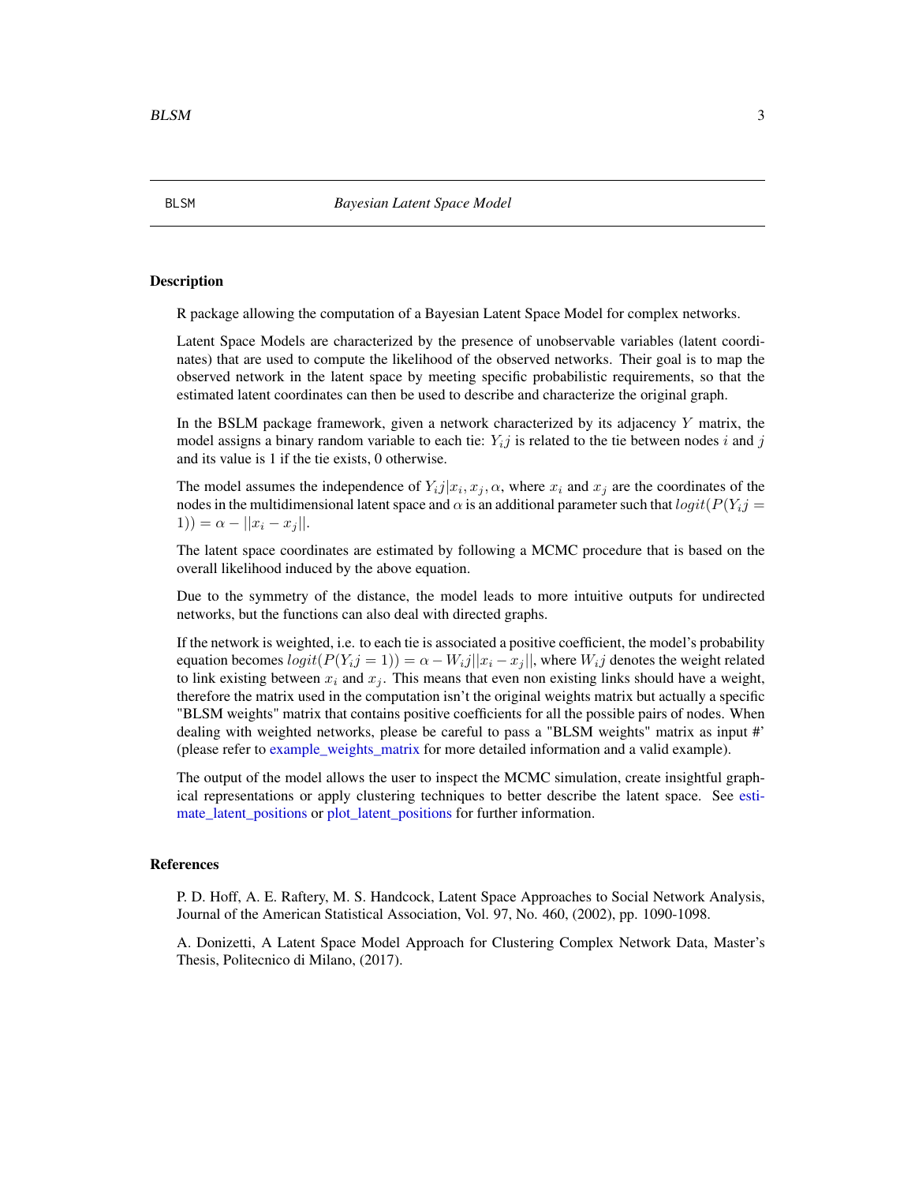# BLSM — *Bayesian Latent Space Model*

## Description

R package allowing the computation of a Bayesian Latent Space Model for complex networks.

Latent Space Models are characterized by the presence of unobservable variables (latent coordinates) that are used to compute the likelihood of the observed networks. Their goal is to map the observed network in the latent space by meeting specific probabilistic requirements, so that the estimated latent coordinates can then be used to describe and characterize the original graph.

In the BSLM package framework, given a network characterized by its adjacency $Y$ matrix, the model assigns a binary random variable to each tie: $Y_ij$ is related to the tie between nodes $i$ and $j$ and its value is 1 if the tie exists, 0 otherwise.

The model assumes the independence of $Y_ij|x_i, x_j, \alpha$, where $x_i$ and $x_j$ are the coordinates of the nodes in the multidimensional latent space and $\alpha$ is an additional parameter such that $logit(P(Y_ij = 1)) = \alpha - ||x_i - x_j||$.

The latent space coordinates are estimated by following a MCMC procedure that is based on the overall likelihood induced by the above equation.

Due to the symmetry of the distance, the model leads to more intuitive outputs for undirected networks, but the functions can also deal with directed graphs.

If the network is weighted, i.e. to each tie is associated a positive coefficient, the model's probability equation becomes $logit(P(Y_ij = 1)) = \alpha - W_ij||x_i - x_j||$, where $W_ij$ denotes the weight related to link existing between $x_i$ and $x_j$. This means that even non existing links should have a weight, therefore the matrix used in the computation isn't the original weights matrix but actually a specific "BLSM weights" matrix that contains positive coefficients for all the possible pairs of nodes. When dealing with weighted networks, please be careful to pass a "BLSM weights" matrix as input #' (please refer to example_weights_matrix for more detailed information and a valid example).

The output of the model allows the user to inspect the MCMC simulation, create insightful graphical representations or apply clustering techniques to better describe the latent space. See estimate_latent_positions or plot_latent_positions for further information.

## References

P. D. Hoff, A. E. Raftery, M. S. Handcock, Latent Space Approaches to Social Network Analysis, Journal of the American Statistical Association, Vol. 97, No. 460, (2002), pp. 1090-1098.

A. Donizetti, A Latent Space Model Approach for Clustering Complex Network Data, Master's Thesis, Politecnico di Milano, (2017).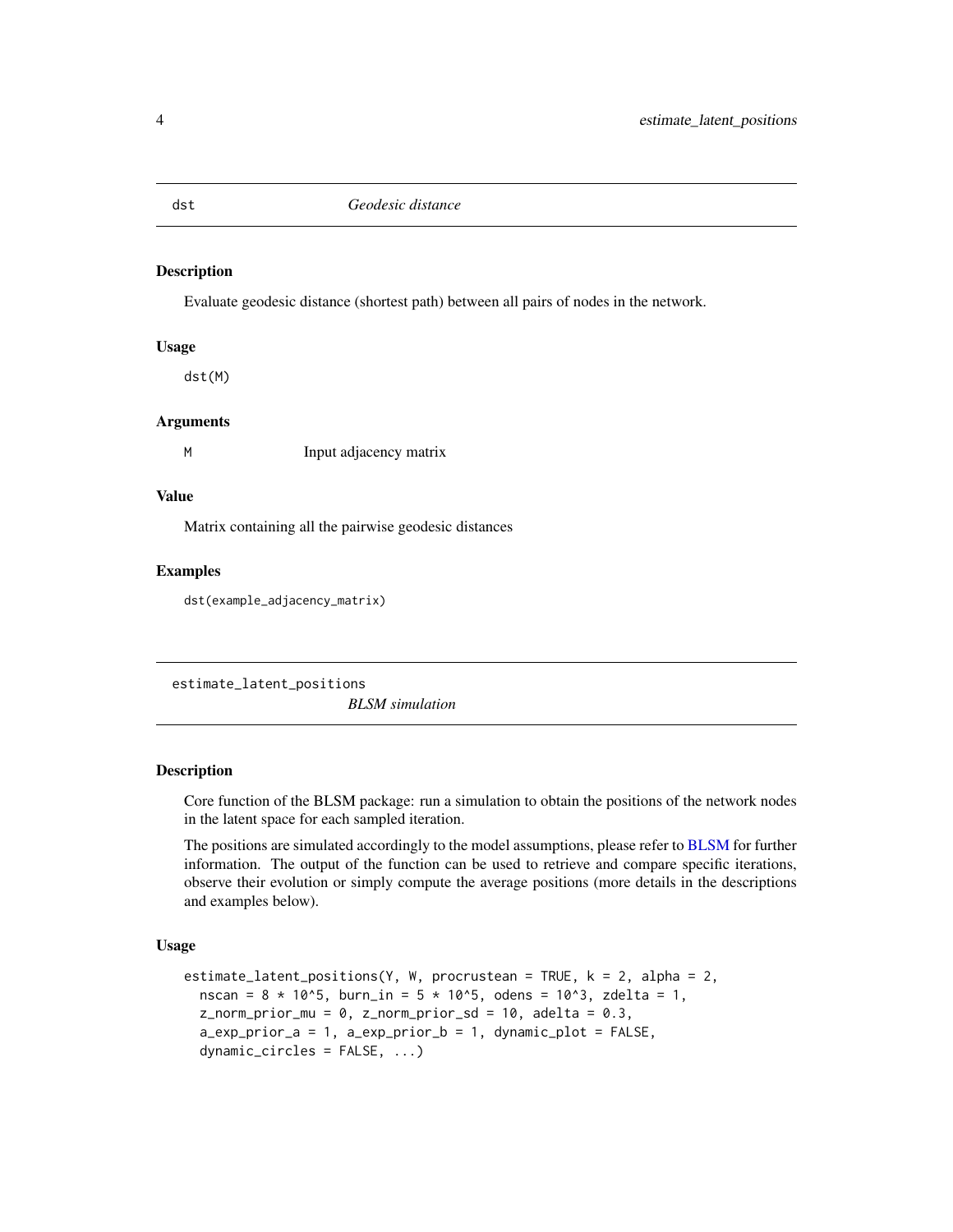## dst — *Geodesic distance*

### Description

Evaluate geodesic distance (shortest path) between all pairs of nodes in the network.

### Usage

```
dst(M)
```

### Arguments

| | |
|---|---|
| M | Input adjacency matrix |

### Value

Matrix containing all the pairwise geodesic distances

### Examples

```
dst(example_adjacency_matrix)
```

## estimate_latent_positions — *BLSM simulation*

### Description

Core function of the BLSM package: run a simulation to obtain the positions of the network nodes in the latent space for each sampled iteration.

The positions are simulated accordingly to the model assumptions, please refer to BLSM for further information. The output of the function can be used to retrieve and compare specific iterations, observe their evolution or simply compute the average positions (more details in the descriptions and examples below).

### Usage

```
estimate_latent_positions(Y, W, procrustean = TRUE, k = 2, alpha = 2,
  nscan = 8 * 10^5, burn_in = 5 * 10^5, odens = 10^3, zdelta = 1,
  z_norm_prior_mu = 0, z_norm_prior_sd = 10, adelta = 0.3,
  a_exp_prior_a = 1, a_exp_prior_b = 1, dynamic_plot = FALSE,
  dynamic_circles = FALSE, ...)
```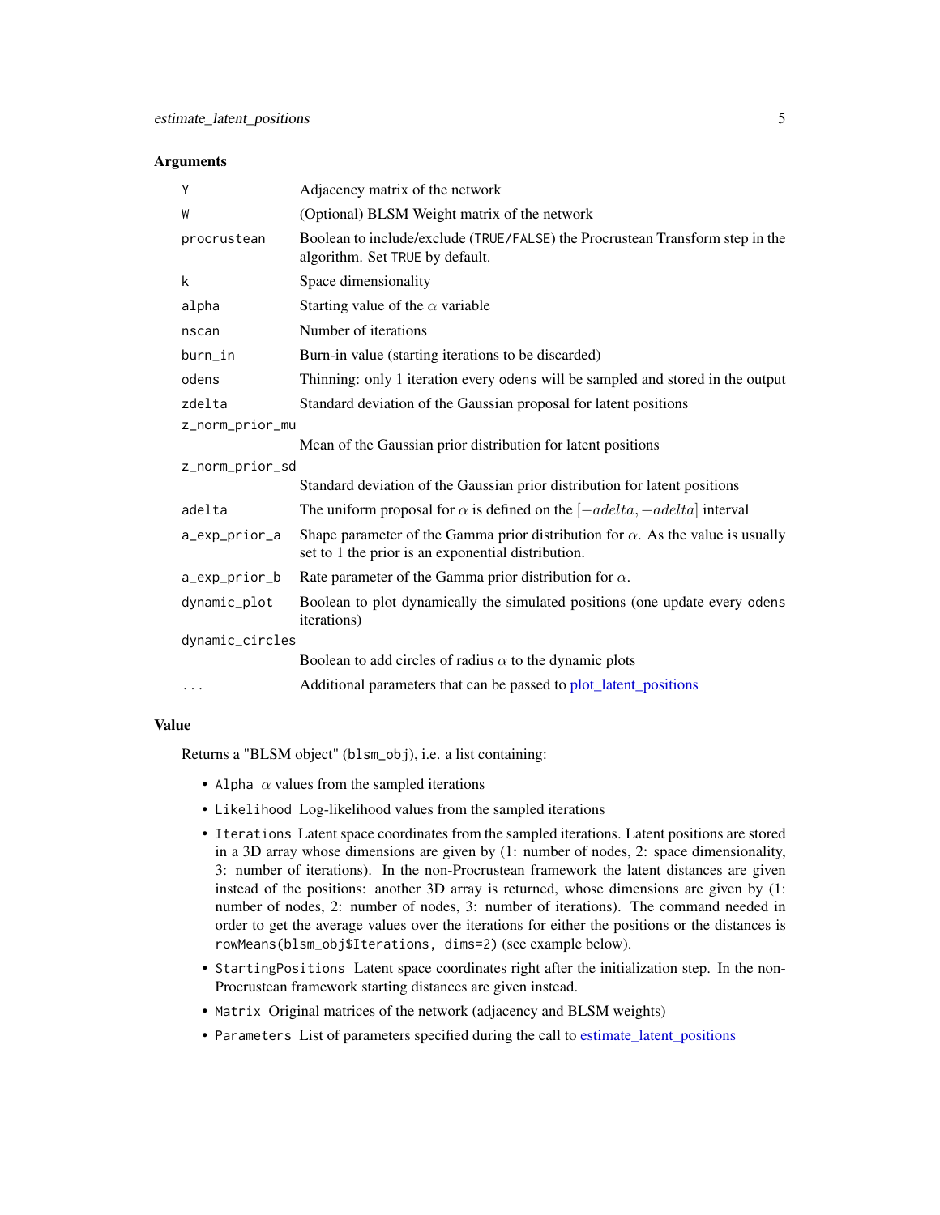### Arguments

| | |
|---|---|
| `Y` | Adjacency matrix of the network |
| `W` | (Optional) BLSM Weight matrix of the network |
| `procrustean` | Boolean to include/exclude (`TRUE`/`FALSE`) the Procrustean Transform step in the algorithm. Set `TRUE` by default. |
| `k` | Space dimensionality |
| `alpha` | Starting value of the $\alpha$ variable |
| `nscan` | Number of iterations |
| `burn_in` | Burn-in value (starting iterations to be discarded) |
| `odens` | Thinning: only 1 iteration every `odens` will be sampled and stored in the output |
| `zdelta` | Standard deviation of the Gaussian proposal for latent positions |
| `z_norm_prior_mu` | Mean of the Gaussian prior distribution for latent positions |
| `z_norm_prior_sd` | Standard deviation of the Gaussian prior distribution for latent positions |
| `adelta` | The uniform proposal for $\alpha$ is defined on the $[-adelta, +adelta]$ interval |
| `a_exp_prior_a` | Shape parameter of the Gamma prior distribution for $\alpha$. As the value is usually set to 1 the prior is an exponential distribution. |
| `a_exp_prior_b` | Rate parameter of the Gamma prior distribution for $\alpha$. |
| `dynamic_plot` | Boolean to plot dynamically the simulated positions (one update every `odens` iterations) |
| `dynamic_circles` | Boolean to add circles of radius $\alpha$ to the dynamic plots |
| `...` | Additional parameters that can be passed to plot_latent_positions |

### Value

Returns a "BLSM object" (`blsm_obj`), i.e. a list containing:

- `Alpha` $\alpha$ values from the sampled iterations
- `Likelihood` Log-likelihood values from the sampled iterations
- `Iterations` Latent space coordinates from the sampled iterations. Latent positions are stored in a 3D array whose dimensions are given by (1: number of nodes, 2: space dimensionality, 3: number of iterations). In the non-Procrustean framework the latent distances are given instead of the positions: another 3D array is returned, whose dimensions are given by (1: number of nodes, 2: number of nodes, 3: number of iterations). The command needed in order to get the average values over the iterations for either the positions or the distances is `rowMeans(blsm_obj$Iterations, dims=2)` (see example below).
- `StartingPositions` Latent space coordinates right after the initialization step. In the non-Procrustean framework starting distances are given instead.
- `Matrix` Original matrices of the network (adjacency and BLSM weights)
- `Parameters` List of parameters specified during the call to estimate_latent_positions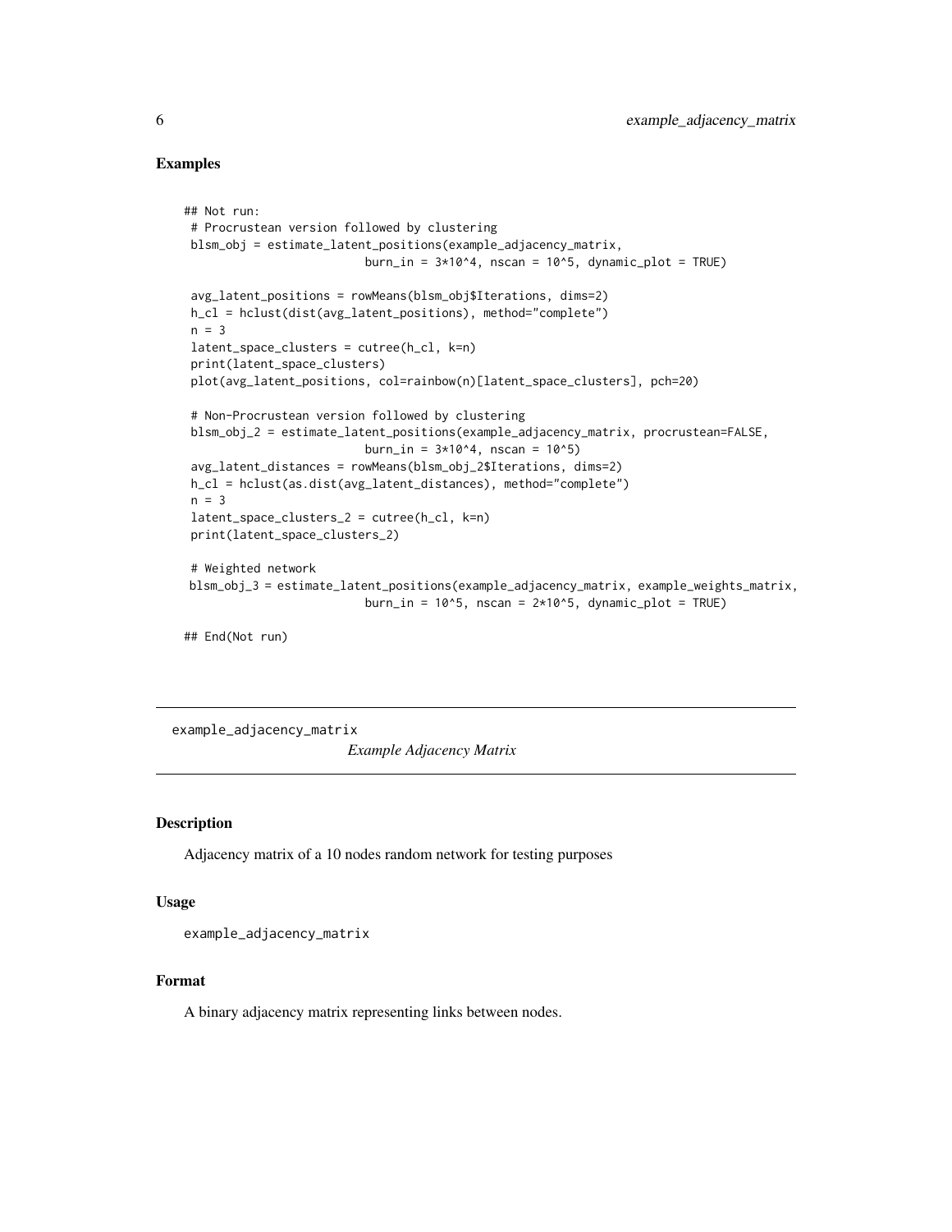## Examples

```
## Not run:
 # Procrustean version followed by clustering
 blsm_obj = estimate_latent_positions(example_adjacency_matrix,
                          burn_in = 3*10^4, nscan = 10^5, dynamic_plot = TRUE)

 avg_latent_positions = rowMeans(blsm_obj$Iterations, dims=2)
 h_cl = hclust(dist(avg_latent_positions), method="complete")
 n = 3
 latent_space_clusters = cutree(h_cl, k=n)
 print(latent_space_clusters)
 plot(avg_latent_positions, col=rainbow(n)[latent_space_clusters], pch=20)

 # Non-Procrustean version followed by clustering
 blsm_obj_2 = estimate_latent_positions(example_adjacency_matrix, procrustean=FALSE,
                          burn_in = 3*10^4, nscan = 10^5)
 avg_latent_distances = rowMeans(blsm_obj_2$Iterations, dims=2)
 h_cl = hclust(as.dist(avg_latent_distances), method="complete")
 n = 3
 latent_space_clusters_2 = cutree(h_cl, k=n)
 print(latent_space_clusters_2)

 # Weighted network
 blsm_obj_3 = estimate_latent_positions(example_adjacency_matrix, example_weights_matrix,
                          burn_in = 10^5, nscan = 2*10^5, dynamic_plot = TRUE)

## End(Not run)
```

---

`example_adjacency_matrix` *Example Adjacency Matrix*

---

### Description

Adjacency matrix of a 10 nodes random network for testing purposes

### Usage

```
example_adjacency_matrix
```

### Format

A binary adjacency matrix representing links between nodes.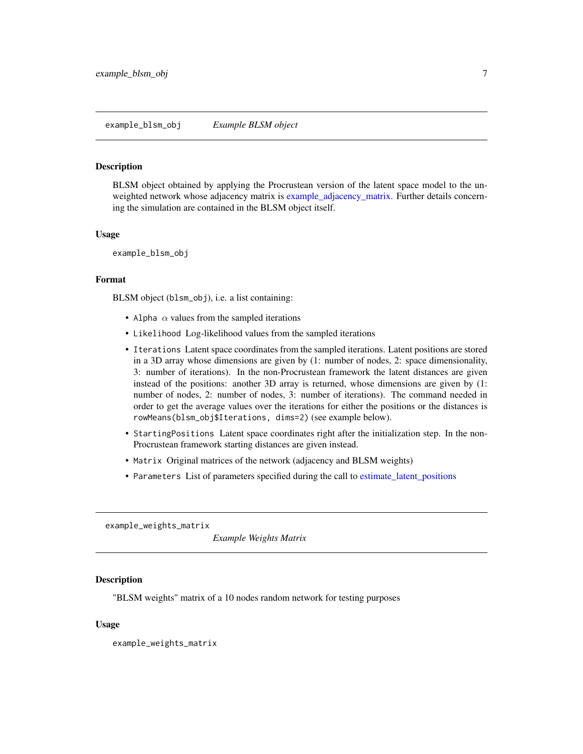## example_blsm_obj *Example BLSM object*

### Description

BLSM object obtained by applying the Procrustean version of the latent space model to the unweighted network whose adjacency matrix is example_adjacency_matrix. Further details concerning the simulation are contained in the BLSM object itself.

### Usage

```
example_blsm_obj
```

### Format

BLSM object (`blsm_obj`), i.e. a list containing:

- `Alpha` $\alpha$ values from the sampled iterations
- `Likelihood` Log-likelihood values from the sampled iterations
- `Iterations` Latent space coordinates from the sampled iterations. Latent positions are stored in a 3D array whose dimensions are given by (1: number of nodes, 2: space dimensionality, 3: number of iterations). In the non-Procrustean framework the latent distances are given instead of the positions: another 3D array is returned, whose dimensions are given by (1: number of nodes, 2: number of nodes, 3: number of iterations). The command needed in order to get the average values over the iterations for either the positions or the distances is `rowMeans(blsm_obj$Iterations, dims=2)` (see example below).
- `StartingPositions` Latent space coordinates right after the initialization step. In the non-Procrustean framework starting distances are given instead.
- `Matrix` Original matrices of the network (adjacency and BLSM weights)
- `Parameters` List of parameters specified during the call to estimate_latent_positions

## example_weights_matrix *Example Weights Matrix*

### Description

"BLSM weights" matrix of a 10 nodes random network for testing purposes

### Usage

```
example_weights_matrix
```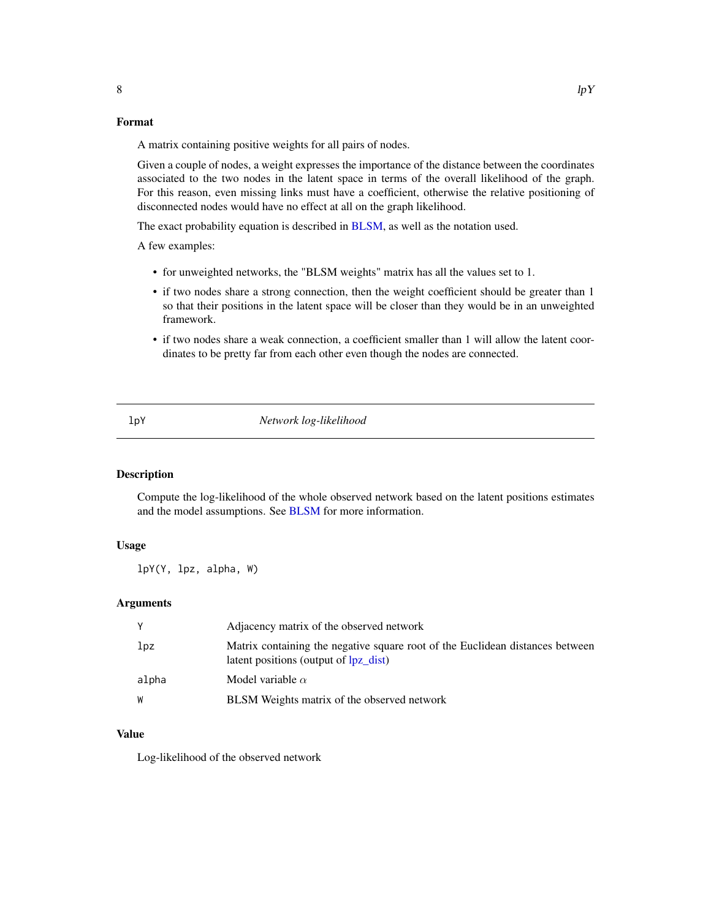### Format

A matrix containing positive weights for all pairs of nodes.

Given a couple of nodes, a weight expresses the importance of the distance between the coordinates associated to the two nodes in the latent space in terms of the overall likelihood of the graph. For this reason, even missing links must have a coefficient, otherwise the relative positioning of disconnected nodes would have no effect at all on the graph likelihood.

The exact probability equation is described in BLSM, as well as the notation used.

A few examples:

- for unweighted networks, the "BLSM weights" matrix has all the values set to 1.
- if two nodes share a strong connection, then the weight coefficient should be greater than 1 so that their positions in the latent space will be closer than they would be in an unweighted framework.
- if two nodes share a weak connection, a coefficient smaller than 1 will allow the latent coordinates to be pretty far from each other even though the nodes are connected.

---

## lpY — *Network log-likelihood*

### Description

Compute the log-likelihood of the whole observed network based on the latent positions estimates and the model assumptions. See BLSM for more information.

### Usage

```
lpY(Y, lpz, alpha, W)
```

### Arguments

| | |
|---|---|
| Y | Adjacency matrix of the observed network |
| lpz | Matrix containing the negative square root of the Euclidean distances between latent positions (output of lpz_dist) |
| alpha | Model variable $\alpha$ |
| W | BLSM Weights matrix of the observed network |

### Value

Log-likelihood of the observed network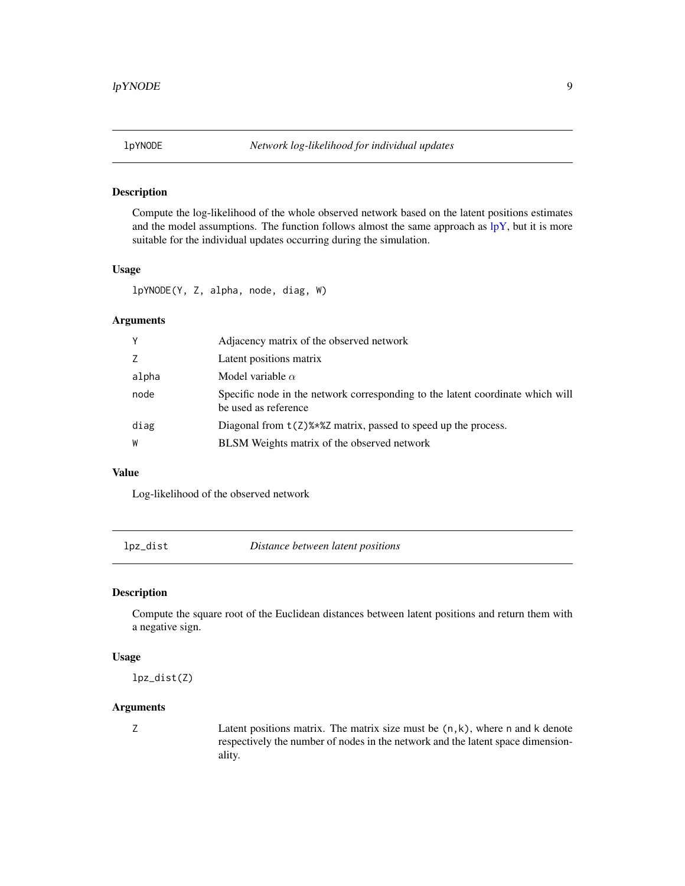## lpYNODE *Network log-likelihood for individual updates*

### Description

Compute the log-likelihood of the whole observed network based on the latent positions estimates and the model assumptions. The function follows almost the same approach as lpY, but it is more suitable for the individual updates occurring during the simulation.

### Usage

```
lpYNODE(Y, Z, alpha, node, diag, W)
```

### Arguments

| | |
|---|---|
| Y | Adjacency matrix of the observed network |
| Z | Latent positions matrix |
| alpha | Model variable $\alpha$ |
| node | Specific node in the network corresponding to the latent coordinate which will be used as reference |
| diag | Diagonal from `t(Z)%*%Z` matrix, passed to speed up the process. |
| W | BLSM Weights matrix of the observed network |

### Value

Log-likelihood of the observed network

## lpz_dist *Distance between latent positions*

### Description

Compute the square root of the Euclidean distances between latent positions and return them with a negative sign.

### Usage

```
lpz_dist(Z)
```

### Arguments

| | |
|---|---|
| Z | Latent positions matrix. The matrix size must be `(n,k)`, where `n` and `k` denote respectively the number of nodes in the network and the latent space dimensionality. |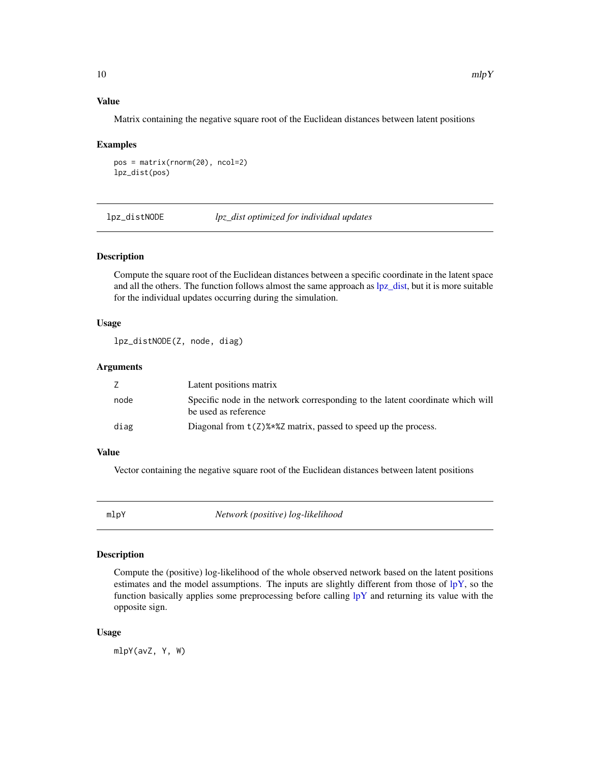### Value

Matrix containing the negative square root of the Euclidean distances between latent positions

### Examples

```
pos = matrix(rnorm(20), ncol=2)
lpz_dist(pos)
```

---

## lpz_distNODE — *lpz_dist optimized for individual updates*

### Description

Compute the square root of the Euclidean distances between a specific coordinate in the latent space and all the others. The function follows almost the same approach as lpz_dist, but it is more suitable for the individual updates occurring during the simulation.

### Usage

```
lpz_distNODE(Z, node, diag)
```

### Arguments

| | |
|---|---|
| `Z` | Latent positions matrix |
| `node` | Specific node in the network corresponding to the latent coordinate which will be used as reference |
| `diag` | Diagonal from `t(Z)%*%Z` matrix, passed to speed up the process. |

### Value

Vector containing the negative square root of the Euclidean distances between latent positions

---

## mlpY — *Network (positive) log-likelihood*

### Description

Compute the (positive) log-likelihood of the whole observed network based on the latent positions estimates and the model assumptions. The inputs are slightly different from those of lpY, so the function basically applies some preprocessing before calling lpY and returning its value with the opposite sign.

### Usage

```
mlpY(avZ, Y, W)
```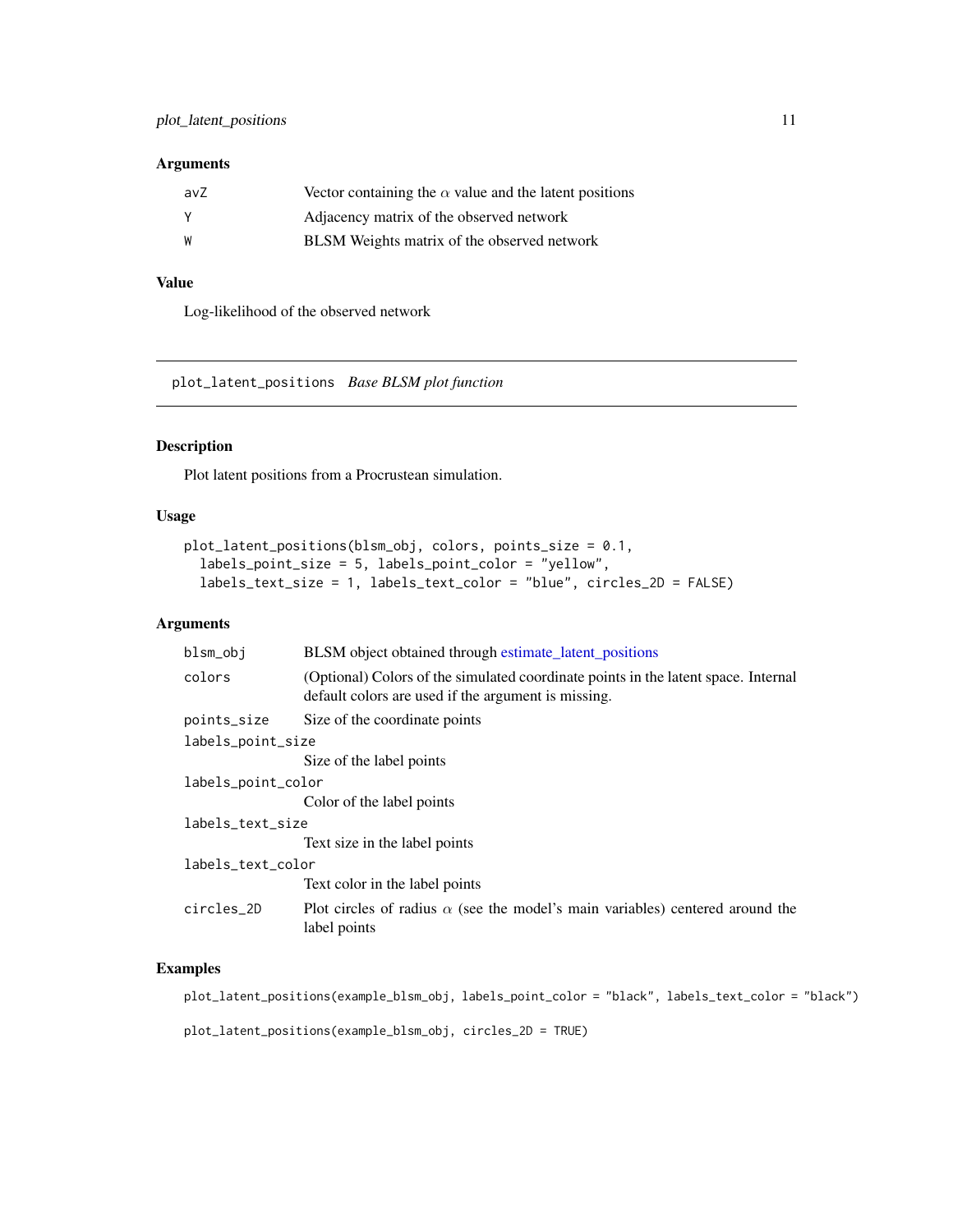### Arguments

| | |
|---|---|
| `avZ` | Vector containing the $\alpha$ value and the latent positions |
| `Y` | Adjacency matrix of the observed network |
| `W` | BLSM Weights matrix of the observed network |

### Value

Log-likelihood of the observed network

---

## `plot_latent_positions` *Base BLSM plot function*

---

### Description

Plot latent positions from a Procrustean simulation.

### Usage

```
plot_latent_positions(blsm_obj, colors, points_size = 0.1,
  labels_point_size = 5, labels_point_color = "yellow",
  labels_text_size = 1, labels_text_color = "blue", circles_2D = FALSE)
```

### Arguments

| | |
|---|---|
| `blsm_obj` | BLSM object obtained through estimate_latent_positions |
| `colors` | (Optional) Colors of the simulated coordinate points in the latent space. Internal default colors are used if the argument is missing. |
| `points_size` | Size of the coordinate points |
| `labels_point_size` | Size of the label points |
| `labels_point_color` | Color of the label points |
| `labels_text_size` | Text size in the label points |
| `labels_text_color` | Text color in the label points |
| `circles_2D` | Plot circles of radius $\alpha$ (see the model's main variables) centered around the label points |

### Examples

```
plot_latent_positions(example_blsm_obj, labels_point_color = "black", labels_text_color = "black")

plot_latent_positions(example_blsm_obj, circles_2D = TRUE)
```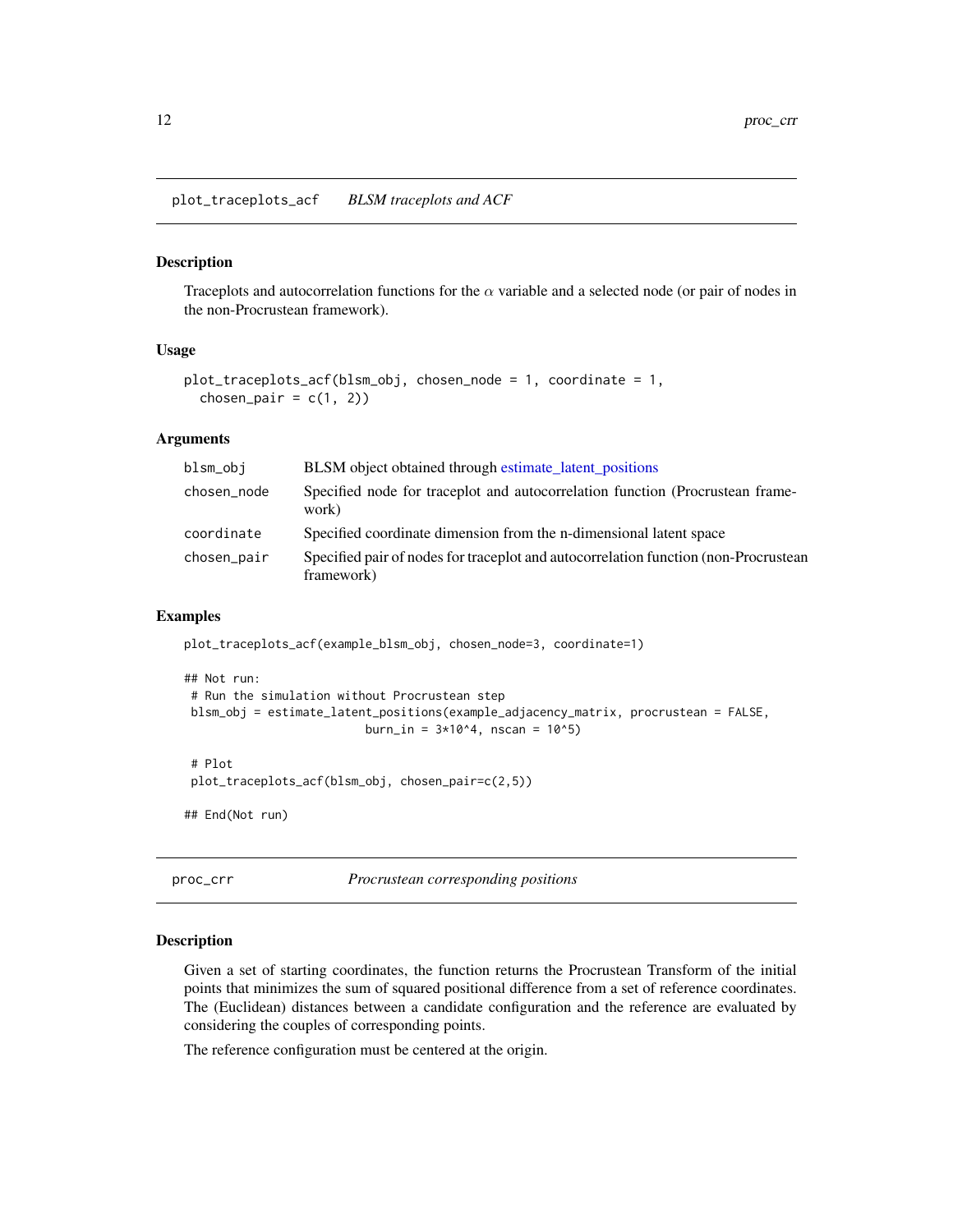## plot_traceplots_acf *BLSM traceplots and ACF*

### Description

Traceplots and autocorrelation functions for the $\alpha$ variable and a selected node (or pair of nodes in the non-Procrustean framework).

### Usage

```
plot_traceplots_acf(blsm_obj, chosen_node = 1, coordinate = 1,
  chosen_pair = c(1, 2))
```

### Arguments

| | |
|---|---|
| blsm_obj | BLSM object obtained through estimate_latent_positions |
| chosen_node | Specified node for traceplot and autocorrelation function (Procrustean framework) |
| coordinate | Specified coordinate dimension from the n-dimensional latent space |
| chosen_pair | Specified pair of nodes for traceplot and autocorrelation function (non-Procrustean framework) |

### Examples

```
plot_traceplots_acf(example_blsm_obj, chosen_node=3, coordinate=1)

## Not run:
 # Run the simulation without Procrustean step
 blsm_obj = estimate_latent_positions(example_adjacency_matrix, procrustean = FALSE,
                          burn_in = 3*10^4, nscan = 10^5)

 # Plot
 plot_traceplots_acf(blsm_obj, chosen_pair=c(2,5))

## End(Not run)
```

## proc_crr *Procrustean corresponding positions*

### Description

Given a set of starting coordinates, the function returns the Procrustean Transform of the initial points that minimizes the sum of squared positional difference from a set of reference coordinates. The (Euclidean) distances between a candidate configuration and the reference are evaluated by considering the couples of corresponding points.

The reference configuration must be centered at the origin.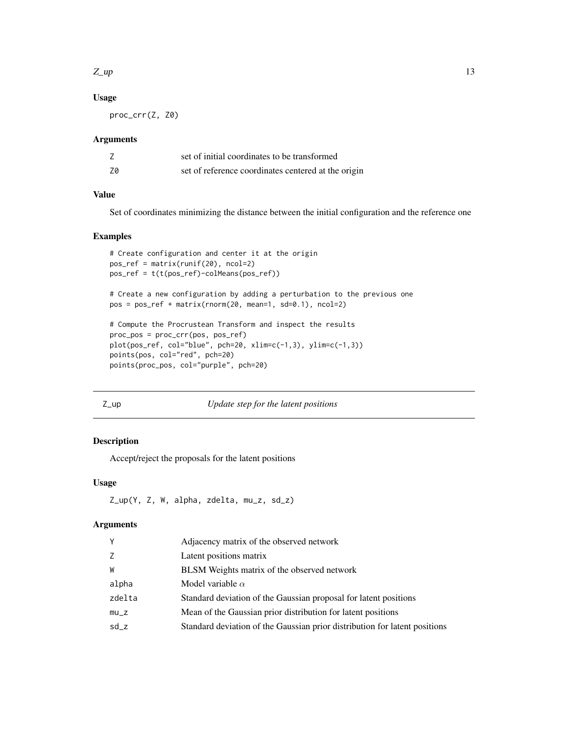### Usage

```
proc_crr(Z, Z0)
```

### Arguments

| | |
|---|---|
| Z | set of initial coordinates to be transformed |
| Z0 | set of reference coordinates centered at the origin |

### Value

Set of coordinates minimizing the distance between the initial configuration and the reference one

### Examples

```
# Create configuration and center it at the origin
pos_ref = matrix(runif(20), ncol=2)
pos_ref = t(t(pos_ref)-colMeans(pos_ref))

# Create a new configuration by adding a perturbation to the previous one
pos = pos_ref + matrix(rnorm(20, mean=1, sd=0.1), ncol=2)

# Compute the Procrustean Transform and inspect the results
proc_pos = proc_crr(pos, pos_ref)
plot(pos_ref, col="blue", pch=20, xlim=c(-1,3), ylim=c(-1,3))
points(pos, col="red", pch=20)
points(proc_pos, col="purple", pch=20)
```

---

## Z_up — *Update step for the latent positions*

---

### Description

Accept/reject the proposals for the latent positions

### Usage

```
Z_up(Y, Z, W, alpha, zdelta, mu_z, sd_z)
```

### Arguments

| | |
|---|---|
| Y | Adjacency matrix of the observed network |
| Z | Latent positions matrix |
| W | BLSM Weights matrix of the observed network |
| alpha | Model variable $\alpha$ |
| zdelta | Standard deviation of the Gaussian proposal for latent positions |
| mu_z | Mean of the Gaussian prior distribution for latent positions |
| sd_z | Standard deviation of the Gaussian prior distribution for latent positions |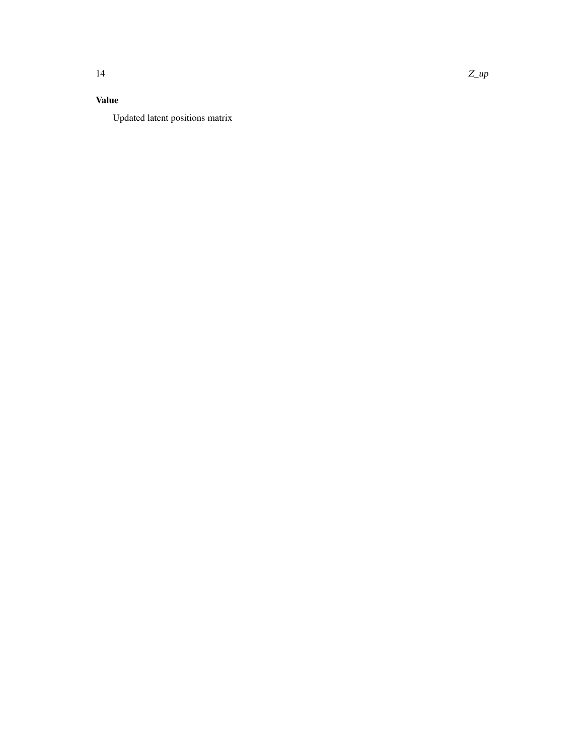### Value

Updated latent positions matrix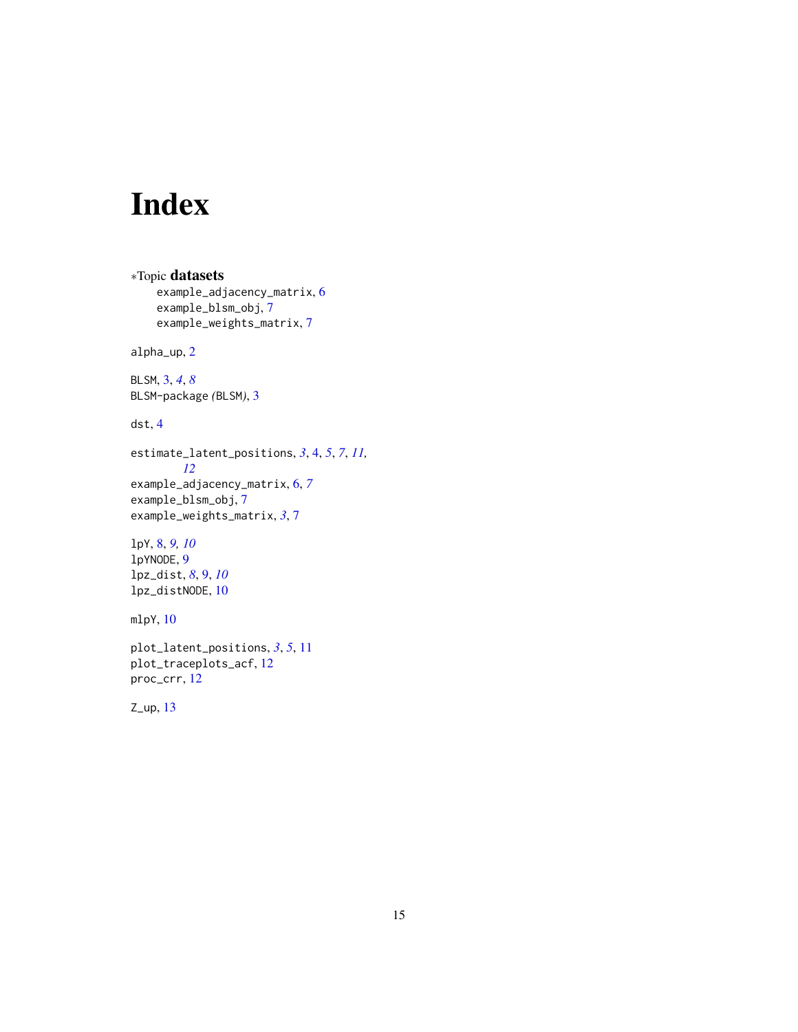# Index

∗Topic **datasets**

example_adjacency_matrix, 6
example_blsm_obj, 7
example_weights_matrix, 7

alpha_up, 2

BLSM, 3, *4*, *8*
BLSM-package *(*BLSM*)*, 3

dst, 4

estimate_latent_positions, *3*, 4, *5*, *7*, *11*, *12*
example_adjacency_matrix, 6, *7*
example_blsm_obj, 7
example_weights_matrix, *3*, 7

lpY, 8, *9*, *10*
lpYNODE, 9
lpz_dist, *8*, 9, *10*
lpz_distNODE, 10

mlpY, 10

plot_latent_positions, *3*, *5*, 11
plot_traceplots_acf, 12
proc_crr, 12

Z_up, 13